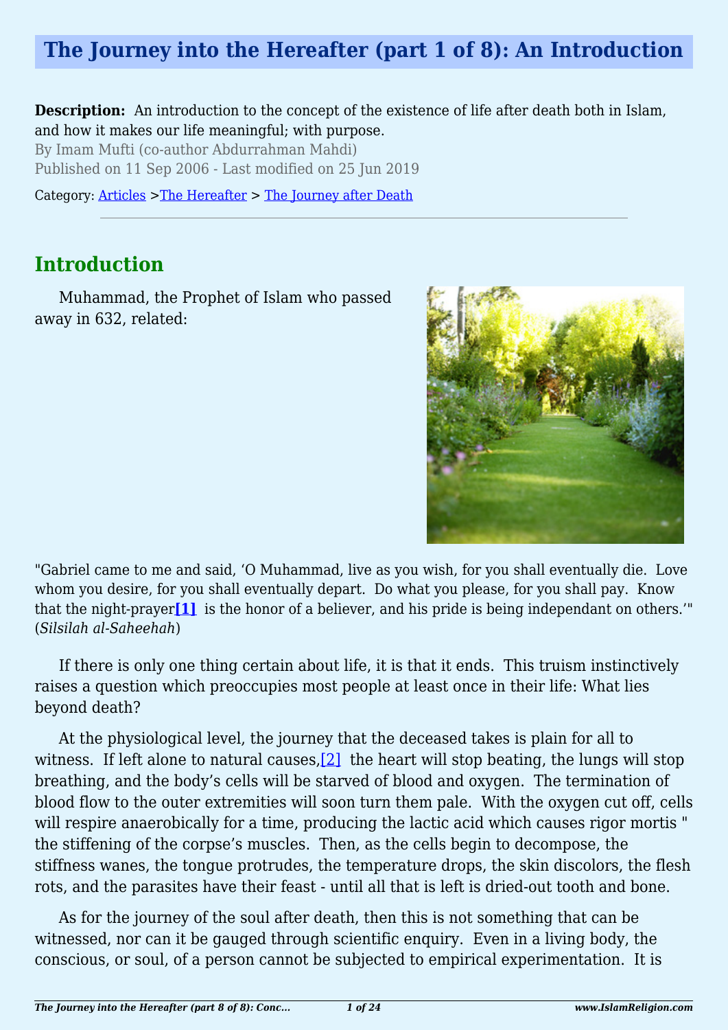# The Journey into the Hereafter (part 1 of 8): An Introduction

**Description:** An introduction to the concept of the existence of life after death both in Islam, and how it makes our life meaningful; with purpose.

By Imam Mufti (co-author Abdurrahman Mahdi)

Published on 11 Sep 2006 - Last modified on 25 Jun 2019

Category: Articles >The Hereafter > The Journey after Death

---

## Introduction

Muhammad, the Prophet of Islam who passed away in 632, related:

"Gabriel came to me and said, 'O Muhammad, live as you wish, for you shall eventually die. Love whom you desire, for you shall eventually depart. Do what you please, for you shall pay. Know that the night-prayer[1] is the honor of a believer, and his pride is being independant on others.'" (*Silsilah al-Saheehah*)

If there is only one thing certain about life, it is that it ends. This truism instinctively raises a question which preoccupies most people at least once in their life: What lies beyond death?

At the physiological level, the journey that the deceased takes is plain for all to witness. If left alone to natural causes,[2] the heart will stop beating, the lungs will stop breathing, and the body's cells will be starved of blood and oxygen. The termination of blood flow to the outer extremities will soon turn them pale. With the oxygen cut off, cells will respire anaerobically for a time, producing the lactic acid which causes rigor mortis " the stiffening of the corpse's muscles. Then, as the cells begin to decompose, the stiffness wanes, the tongue protrudes, the temperature drops, the skin discolors, the flesh rots, and the parasites have their feast - until all that is left is dried-out tooth and bone.

As for the journey of the soul after death, then this is not something that can be witnessed, nor can it be gauged through scientific enquiry. Even in a living body, the conscious, or soul, of a person cannot be subjected to empirical experimentation. It is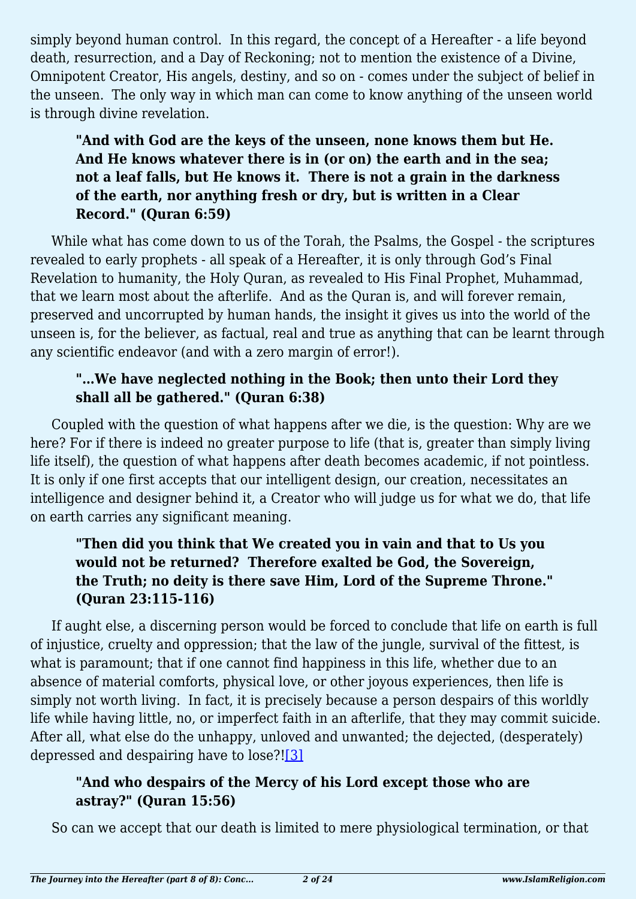simply beyond human control.  In this regard, the concept of a Hereafter - a life beyond death, resurrection, and a Day of Reckoning; not to mention the existence of a Divine, Omnipotent Creator, His angels, destiny, and so on - comes under the subject of belief in the unseen.  The only way in which man can come to know anything of the unseen world is through divine revelation.

> **"And with God are the keys of the unseen, none knows them but He. And He knows whatever there is in (or on) the earth and in the sea; not a leaf falls, but He knows it.  There is not a grain in the darkness of the earth, nor anything fresh or dry, but is written in a Clear Record." (Quran 6:59)**

While what has come down to us of the Torah, the Psalms, the Gospel - the scriptures revealed to early prophets - all speak of a Hereafter, it is only through God's Final Revelation to humanity, the Holy Quran, as revealed to His Final Prophet, Muhammad, that we learn most about the afterlife.  And as the Quran is, and will forever remain, preserved and uncorrupted by human hands, the insight it gives us into the world of the unseen is, for the believer, as factual, real and true as anything that can be learnt through any scientific endeavor (and with a zero margin of error!).

> **"…We have neglected nothing in the Book; then unto their Lord they shall all be gathered." (Quran 6:38)**

Coupled with the question of what happens after we die, is the question: Why are we here? For if there is indeed no greater purpose to life (that is, greater than simply living life itself), the question of what happens after death becomes academic, if not pointless.  It is only if one first accepts that our intelligent design, our creation, necessitates an intelligence and designer behind it, a Creator who will judge us for what we do, that life on earth carries any significant meaning.

> **"Then did you think that We created you in vain and that to Us you would not be returned?  Therefore exalted be God, the Sovereign, the Truth; no deity is there save Him, Lord of the Supreme Throne." (Quran 23:115-116)**

If aught else, a discerning person would be forced to conclude that life on earth is full of injustice, cruelty and oppression; that the law of the jungle, survival of the fittest, is what is paramount; that if one cannot find happiness in this life, whether due to an absence of material comforts, physical love, or other joyous experiences, then life is simply not worth living.  In fact, it is precisely because a person despairs of this worldly life while having little, no, or imperfect faith in an afterlife, that they may commit suicide.  After all, what else do the unhappy, unloved and unwanted; the dejected, (desperately) depressed and despairing have to lose?![3]

> **"And who despairs of the Mercy of his Lord except those who are astray?" (Quran 15:56)**

So can we accept that our death is limited to mere physiological termination, or that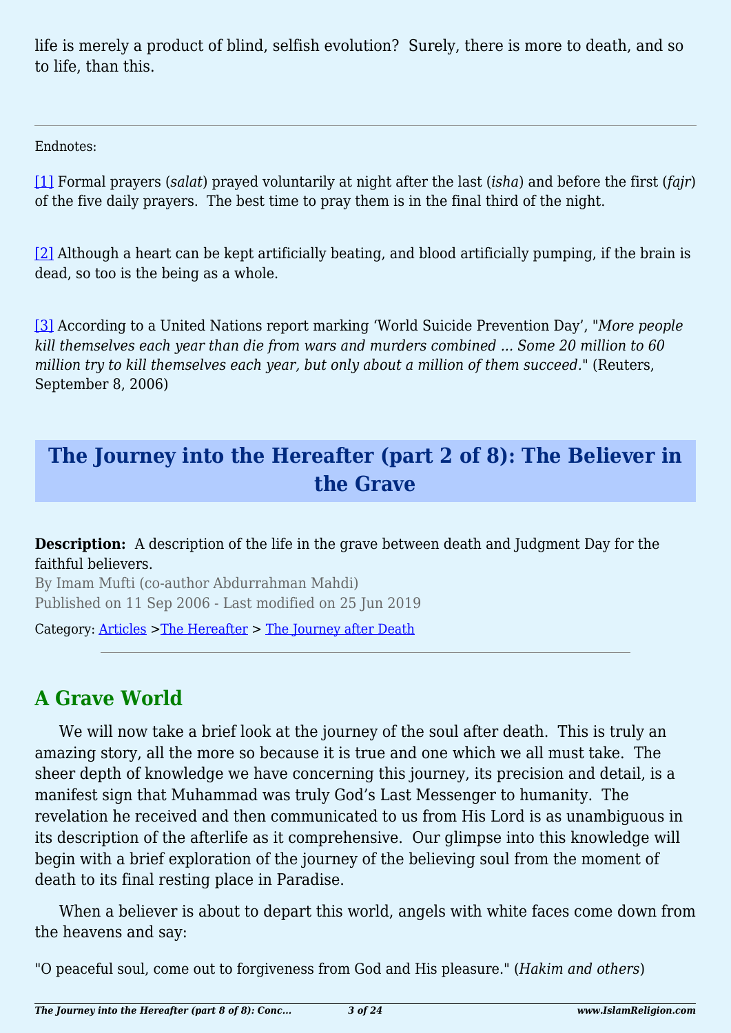life is merely a product of blind, selfish evolution?  Surely, there is more to death, and so to life, than this.

---

Endnotes:

[1] Formal prayers (*salat*) prayed voluntarily at night after the last (*isha*) and before the first (*fajr*) of the five daily prayers.  The best time to pray them is in the final third of the night.

[2] Although a heart can be kept artificially beating, and blood artificially pumping, if the brain is dead, so too is the being as a whole.

[3] According to a United Nations report marking 'World Suicide Prevention Day', "*More people kill themselves each year than die from wars and murders combined … Some 20 million to 60 million try to kill themselves each year, but only about a million of them succeed.*" (Reuters, September 8, 2006)

# The Journey into the Hereafter (part 2 of 8): The Believer in the Grave

**Description:** A description of the life in the grave between death and Judgment Day for the faithful believers.

By Imam Mufti (co-author Abdurrahman Mahdi)

Published on 11 Sep 2006 - Last modified on 25 Jun 2019

Category: Articles >The Hereafter > The Journey after Death

---

## A Grave World

We will now take a brief look at the journey of the soul after death.  This is truly an amazing story, all the more so because it is true and one which we all must take.  The sheer depth of knowledge we have concerning this journey, its precision and detail, is a manifest sign that Muhammad was truly God's Last Messenger to humanity.  The revelation he received and then communicated to us from His Lord is as unambiguous in its description of the afterlife as it comprehensive.  Our glimpse into this knowledge will begin with a brief exploration of the journey of the believing soul from the moment of death to its final resting place in Paradise.

When a believer is about to depart this world, angels with white faces come down from the heavens and say:

"O peaceful soul, come out to forgiveness from God and His pleasure." (*Hakim and others*)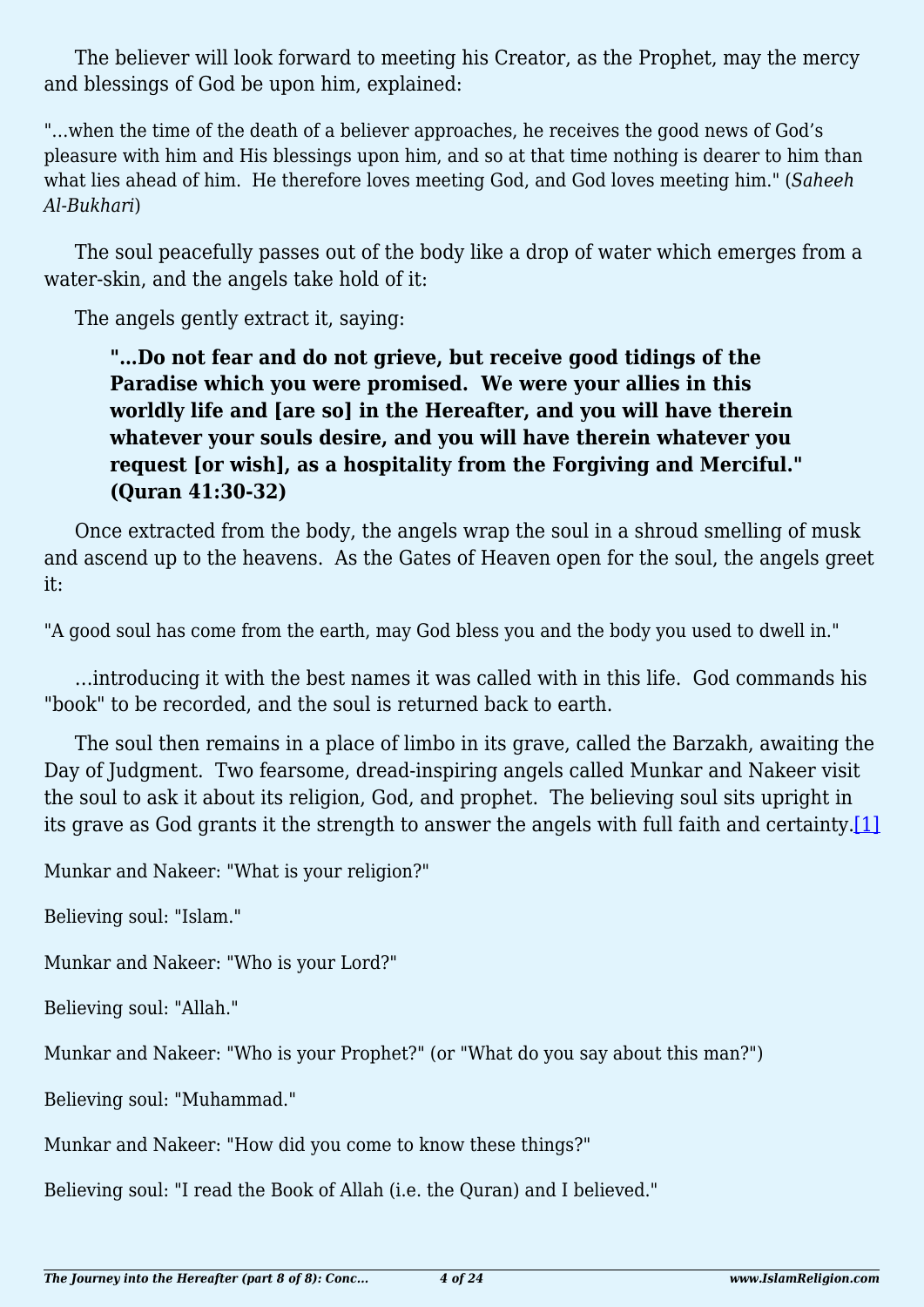The believer will look forward to meeting his Creator, as the Prophet, may the mercy and blessings of God be upon him, explained:

"…when the time of the death of a believer approaches, he receives the good news of God's pleasure with him and His blessings upon him, and so at that time nothing is dearer to him than what lies ahead of him. He therefore loves meeting God, and God loves meeting him." (*Saheeh Al-Bukhari*)

The soul peacefully passes out of the body like a drop of water which emerges from a water-skin, and the angels take hold of it:

The angels gently extract it, saying:

> **"…Do not fear and do not grieve, but receive good tidings of the Paradise which you were promised. We were your allies in this worldly life and [are so] in the Hereafter, and you will have therein whatever your souls desire, and you will have therein whatever you request [or wish], as a hospitality from the Forgiving and Merciful." (Quran 41:30-32)**

Once extracted from the body, the angels wrap the soul in a shroud smelling of musk and ascend up to the heavens. As the Gates of Heaven open for the soul, the angels greet it:

"A good soul has come from the earth, may God bless you and the body you used to dwell in."

…introducing it with the best names it was called with in this life. God commands his "book" to be recorded, and the soul is returned back to earth.

The soul then remains in a place of limbo in its grave, called the Barzakh, awaiting the Day of Judgment. Two fearsome, dread-inspiring angels called Munkar and Nakeer visit the soul to ask it about its religion, God, and prophet. The believing soul sits upright in its grave as God grants it the strength to answer the angels with full faith and certainty.[1]

Munkar and Nakeer: "What is your religion?"

Believing soul: "Islam."

Munkar and Nakeer: "Who is your Lord?"

Believing soul: "Allah."

Munkar and Nakeer: "Who is your Prophet?" (or "What do you say about this man?")

Believing soul: "Muhammad."

Munkar and Nakeer: "How did you come to know these things?"

Believing soul: "I read the Book of Allah (i.e. the Quran) and I believed."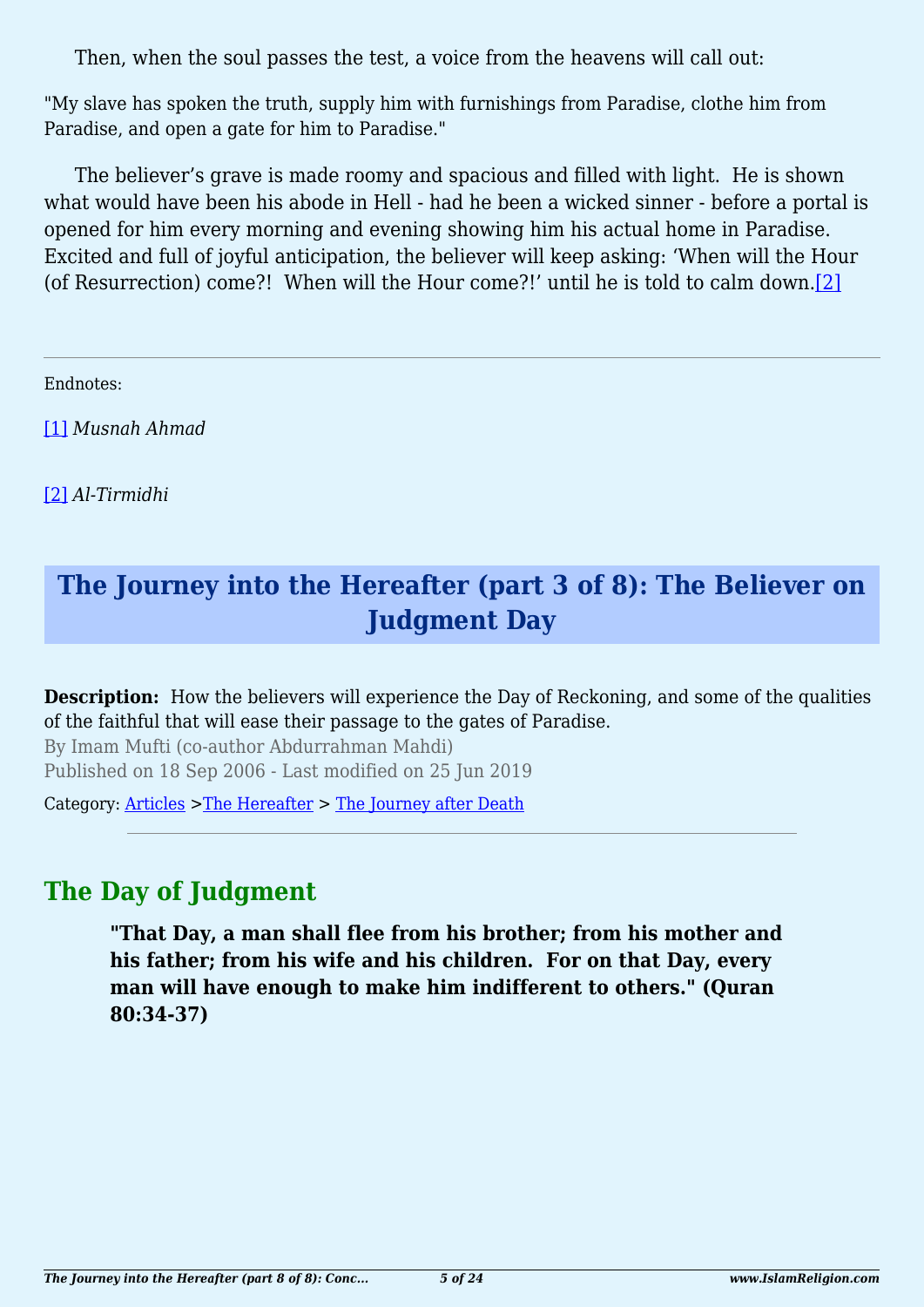Then, when the soul passes the test, a voice from the heavens will call out:

"My slave has spoken the truth, supply him with furnishings from Paradise, clothe him from Paradise, and open a gate for him to Paradise."

The believer's grave is made roomy and spacious and filled with light. He is shown what would have been his abode in Hell - had he been a wicked sinner - before a portal is opened for him every morning and evening showing him his actual home in Paradise. Excited and full of joyful anticipation, the believer will keep asking: 'When will the Hour (of Resurrection) come?! When will the Hour come?!' until he is told to calm down.[2]

---

Endnotes:

[1] *Musnah Ahmad*

[2] *Al-Tirmidhi*

# The Journey into the Hereafter (part 3 of 8): The Believer on Judgment Day

**Description:** How the believers will experience the Day of Reckoning, and some of the qualities of the faithful that will ease their passage to the gates of Paradise.

By Imam Mufti (co-author Abdurrahman Mahdi)

Published on 18 Sep 2006 - Last modified on 25 Jun 2019

Category: Articles >The Hereafter > The Journey after Death

---

## The Day of Judgment

> **"That Day, a man shall flee from his brother; from his mother and his father; from his wife and his children. For on that Day, every man will have enough to make him indifferent to others." (Quran 80:34-37)**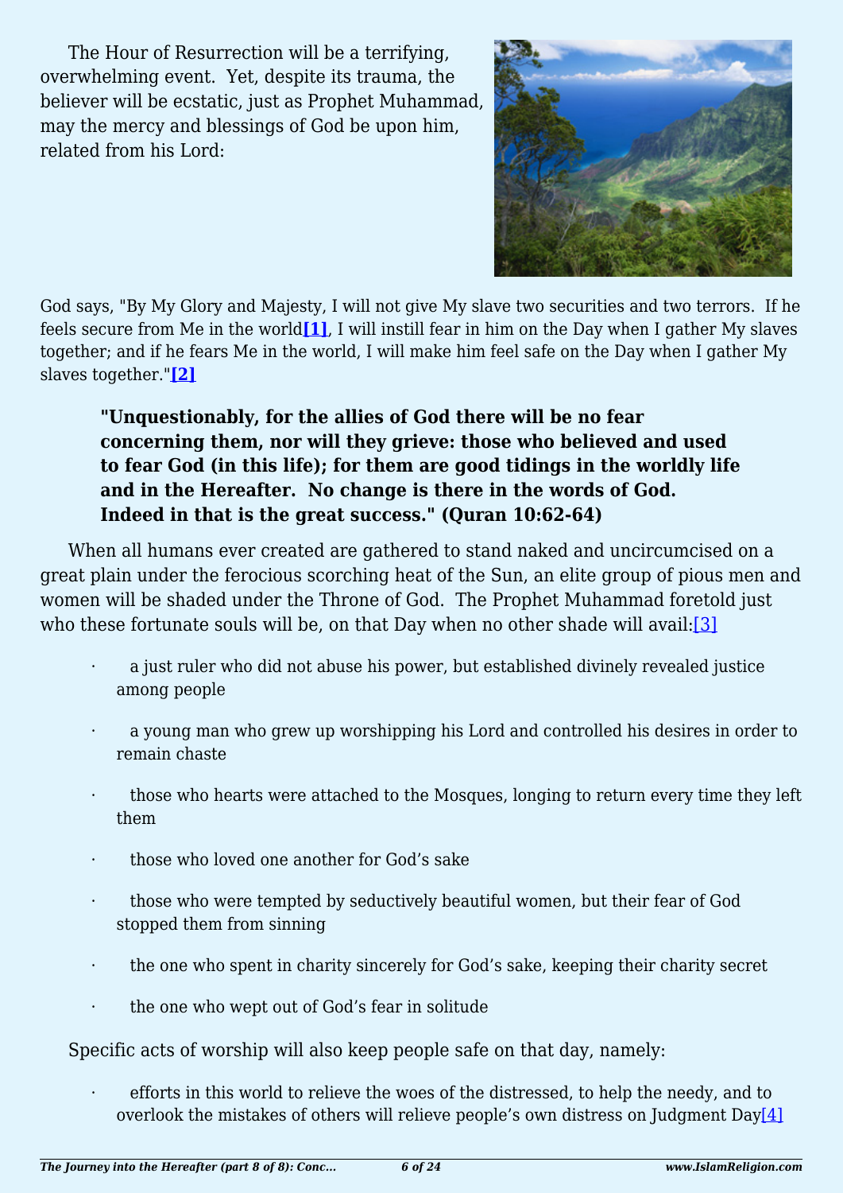The Hour of Resurrection will be a terrifying, overwhelming event. Yet, despite its trauma, the believer will be ecstatic, just as Prophet Muhammad, may the mercy and blessings of God be upon him, related from his Lord:

God says, "By My Glory and Majesty, I will not give My slave two securities and two terrors. If he feels secure from Me in the world**[1]**, I will instill fear in him on the Day when I gather My slaves together; and if he fears Me in the world, I will make him feel safe on the Day when I gather My slaves together."**[2]**

> **"Unquestionably, for the allies of God there will be no fear concerning them, nor will they grieve: those who believed and used to fear God (in this life); for them are good tidings in the worldly life and in the Hereafter. No change is there in the words of God. Indeed in that is the great success." (Quran 10:62-64)**

When all humans ever created are gathered to stand naked and uncircumcised on a great plain under the ferocious scorching heat of the Sun, an elite group of pious men and women will be shaded under the Throne of God. The Prophet Muhammad foretold just who these fortunate souls will be, on that Day when no other shade will avail:[3]

- a just ruler who did not abuse his power, but established divinely revealed justice among people
- a young man who grew up worshipping his Lord and controlled his desires in order to remain chaste
- those who hearts were attached to the Mosques, longing to return every time they left them
- those who loved one another for God's sake
- those who were tempted by seductively beautiful women, but their fear of God stopped them from sinning
- the one who spent in charity sincerely for God's sake, keeping their charity secret
- the one who wept out of God's fear in solitude

Specific acts of worship will also keep people safe on that day, namely:

- efforts in this world to relieve the woes of the distressed, to help the needy, and to overlook the mistakes of others will relieve people's own distress on Judgment Day[4]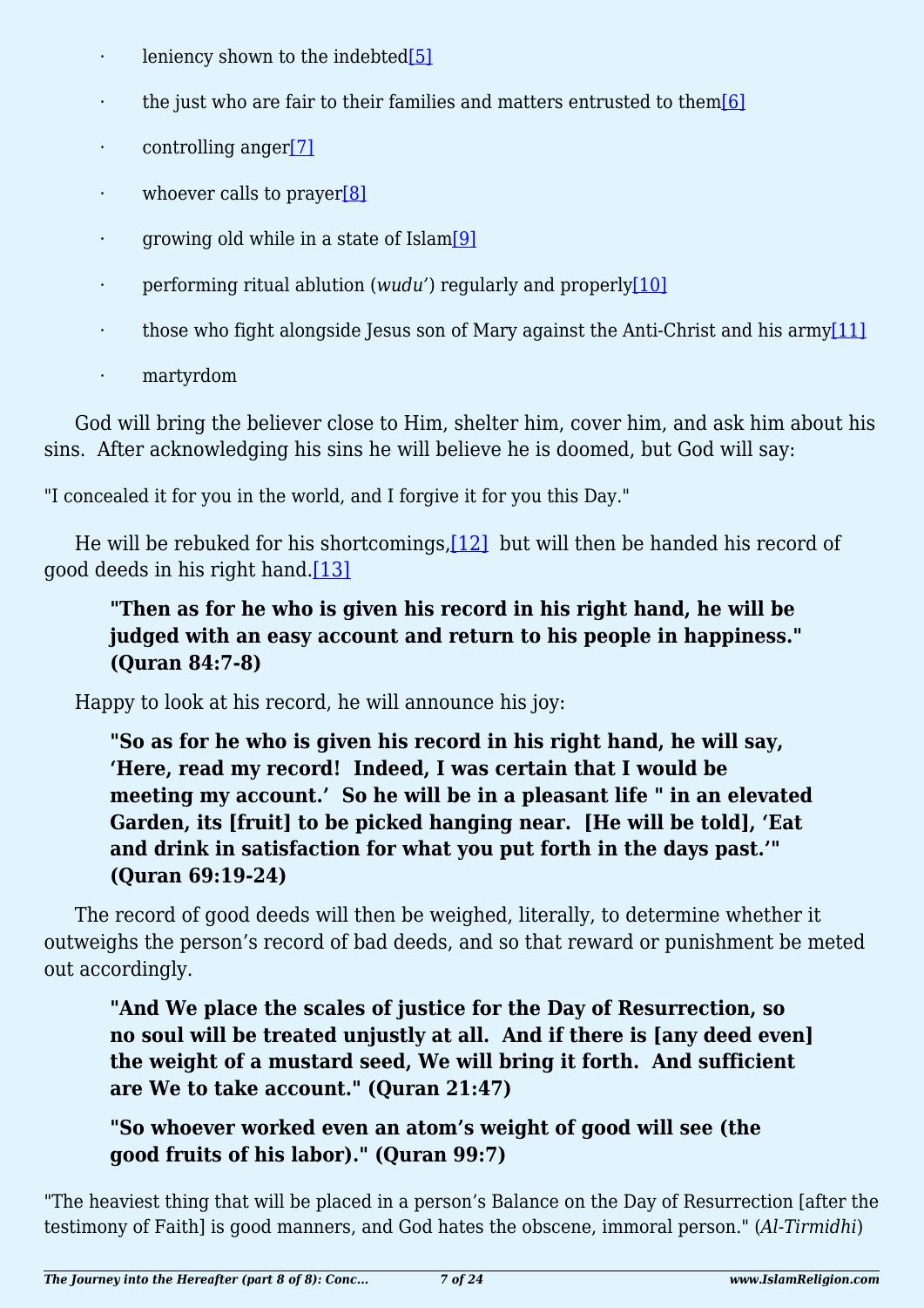- leniency shown to the indebted[5]
- the just who are fair to their families and matters entrusted to them[6]
- controlling anger[7]
- whoever calls to prayer[8]
- growing old while in a state of Islam[9]
- performing ritual ablution (*wudu'*) regularly and properly[10]
- those who fight alongside Jesus son of Mary against the Anti-Christ and his army[11]
- martyrdom

God will bring the believer close to Him, shelter him, cover him, and ask him about his sins. After acknowledging his sins he will believe he is doomed, but God will say:

"I concealed it for you in the world, and I forgive it for you this Day."

He will be rebuked for his shortcomings,[12] but will then be handed his record of good deeds in his right hand.[13]

> **"Then as for he who is given his record in his right hand, he will be judged with an easy account and return to his people in happiness." (Quran 84:7-8)**

Happy to look at his record, he will announce his joy:

> **"So as for he who is given his record in his right hand, he will say, 'Here, read my record! Indeed, I was certain that I would be meeting my account.' So he will be in a pleasant life " in an elevated Garden, its [fruit] to be picked hanging near. [He will be told], 'Eat and drink in satisfaction for what you put forth in the days past.'" (Quran 69:19-24)**

The record of good deeds will then be weighed, literally, to determine whether it outweighs the person's record of bad deeds, and so that reward or punishment be meted out accordingly.

> **"And We place the scales of justice for the Day of Resurrection, so no soul will be treated unjustly at all. And if there is [any deed even] the weight of a mustard seed, We will bring it forth. And sufficient are We to take account." (Quran 21:47)**

> **"So whoever worked even an atom's weight of good will see (the good fruits of his labor)." (Quran 99:7)**

"The heaviest thing that will be placed in a person's Balance on the Day of Resurrection [after the testimony of Faith] is good manners, and God hates the obscene, immoral person." (*Al-Tirmidhi*)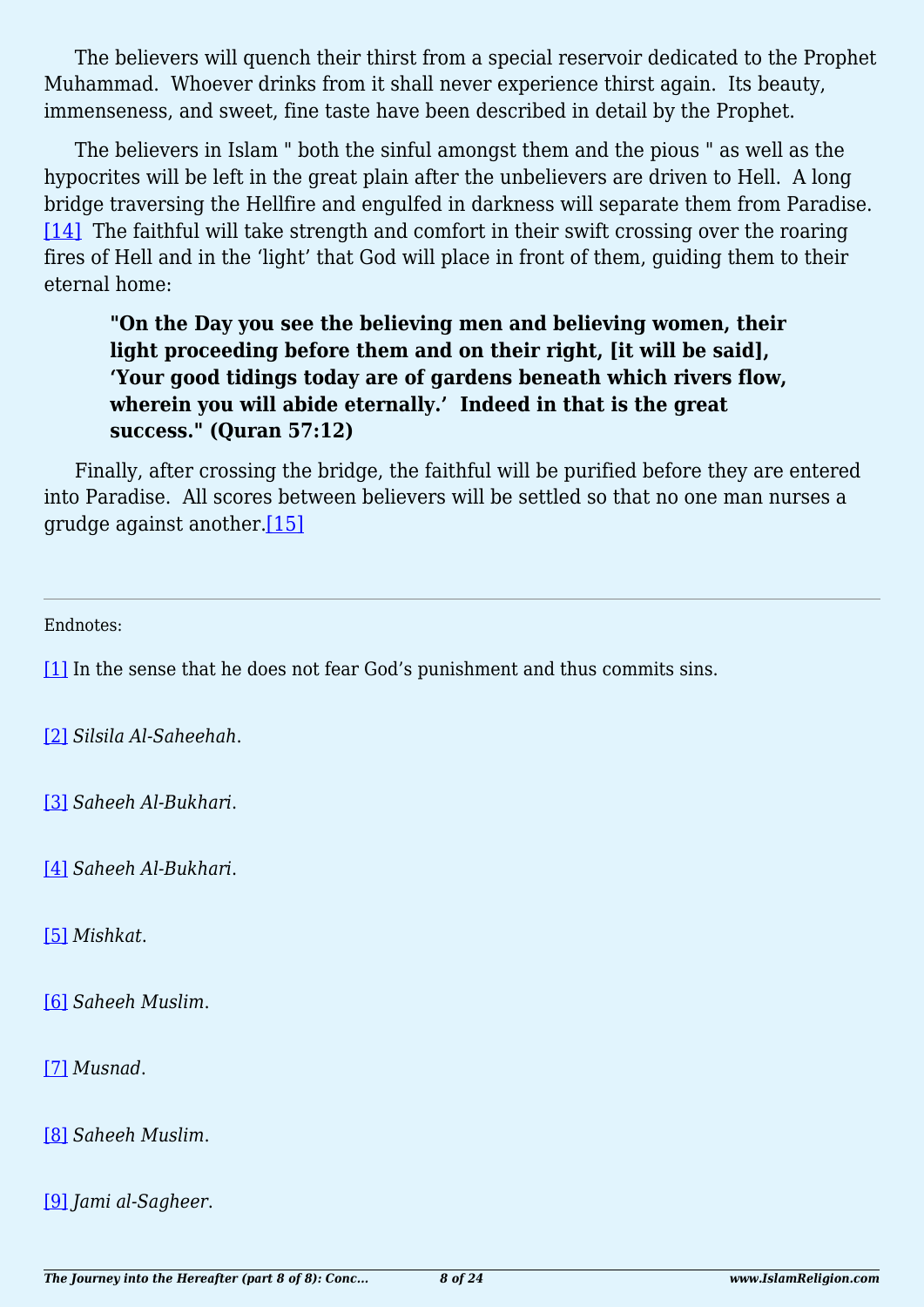The believers will quench their thirst from a special reservoir dedicated to the Prophet Muhammad.  Whoever drinks from it shall never experience thirst again.  Its beauty, immenseness, and sweet, fine taste have been described in detail by the Prophet.

The believers in Islam " both the sinful amongst them and the pious " as well as the hypocrites will be left in the great plain after the unbelievers are driven to Hell.  A long bridge traversing the Hellfire and engulfed in darkness will separate them from Paradise.[14]  The faithful will take strength and comfort in their swift crossing over the roaring fires of Hell and in the 'light' that God will place in front of them, guiding them to their eternal home:

> **"On the Day you see the believing men and believing women, their light proceeding before them and on their right, [it will be said], 'Your good tidings today are of gardens beneath which rivers flow, wherein you will abide eternally.'  Indeed in that is the great success." (Quran 57:12)**

Finally, after crossing the bridge, the faithful will be purified before they are entered into Paradise.  All scores between believers will be settled so that no one man nurses a grudge against another.[15]

---

Endnotes:

[1] In the sense that he does not fear God's punishment and thus commits sins.

[2] *Silsila Al-Saheehah*.

[3] *Saheeh Al-Bukhari*.

[4] *Saheeh Al-Bukhari*.

[5] *Mishkat*.

[6] *Saheeh Muslim*.

[7] *Musnad*.

[8] *Saheeh Muslim*.

[9] *Jami al-Sagheer*.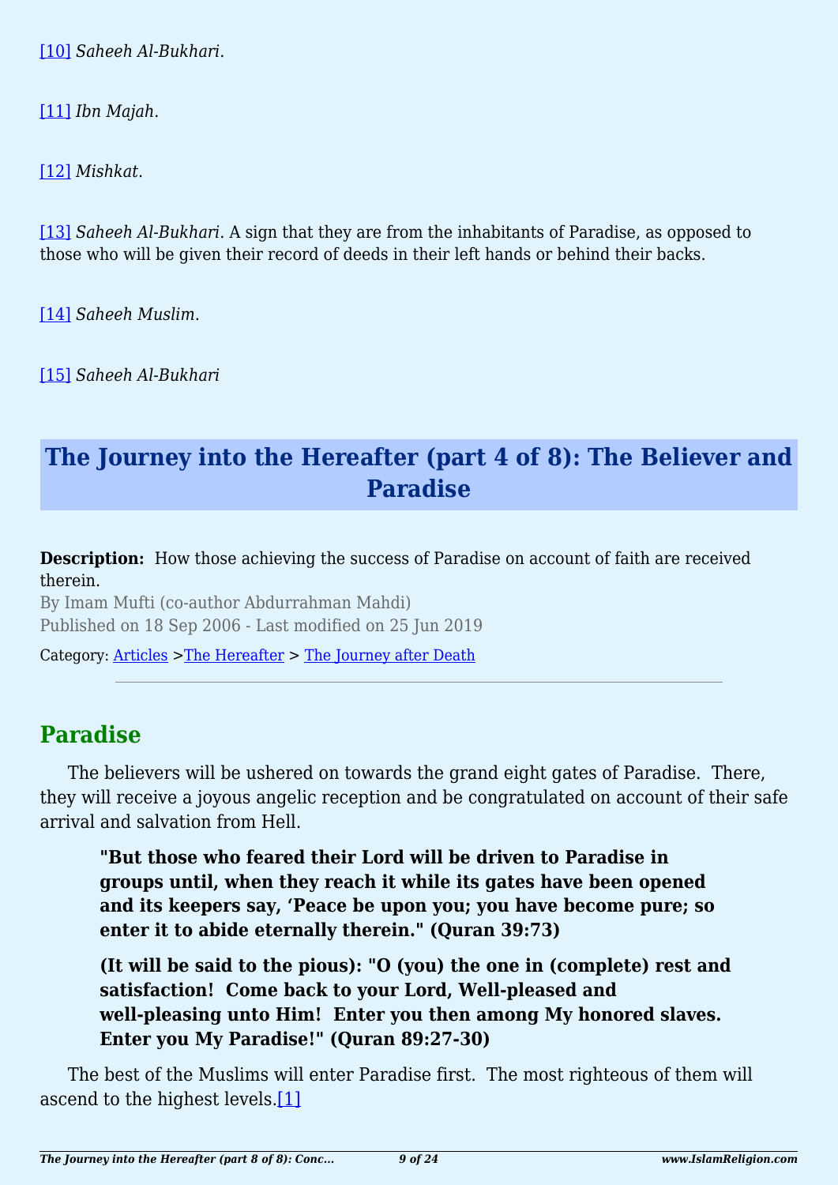[10] *Saheeh Al-Bukhari*.

[11] *Ibn Majah*.

[12] *Mishkat*.

[13] *Saheeh Al-Bukhari*. A sign that they are from the inhabitants of Paradise, as opposed to those who will be given their record of deeds in their left hands or behind their backs.

[14] *Saheeh Muslim*.

[15] *Saheeh Al-Bukhari*

# The Journey into the Hereafter (part 4 of 8): The Believer and Paradise

**Description:** How those achieving the success of Paradise on account of faith are received therein.

By Imam Mufti (co-author Abdurrahman Mahdi)

Published on 18 Sep 2006 - Last modified on 25 Jun 2019

Category: Articles >The Hereafter > The Journey after Death

## Paradise

The believers will be ushered on towards the grand eight gates of Paradise. There, they will receive a joyous angelic reception and be congratulated on account of their safe arrival and salvation from Hell.

> **"But those who feared their Lord will be driven to Paradise in groups until, when they reach it while its gates have been opened and its keepers say, 'Peace be upon you; you have become pure; so enter it to abide eternally therein." (Quran 39:73)**
>
> **(It will be said to the pious): "O (you) the one in (complete) rest and satisfaction! Come back to your Lord, Well-pleased and well-pleasing unto Him! Enter you then among My honored slaves. Enter you My Paradise!" (Quran 89:27-30)**

The best of the Muslims will enter Paradise first. The most righteous of them will ascend to the highest levels.[1]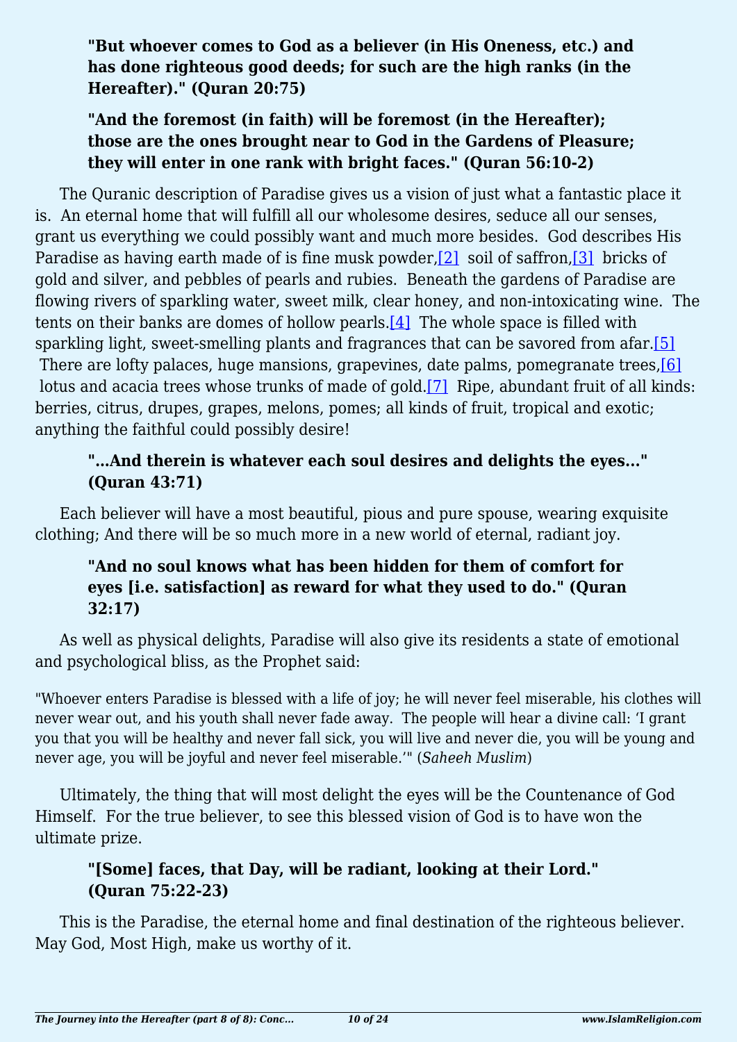**"But whoever comes to God as a believer (in His Oneness, etc.) and has done righteous good deeds; for such are the high ranks (in the Hereafter)." (Quran 20:75)**

**"And the foremost (in faith) will be foremost (in the Hereafter); those are the ones brought near to God in the Gardens of Pleasure; they will enter in one rank with bright faces." (Quran 56:10-2)**

The Quranic description of Paradise gives us a vision of just what a fantastic place it is. An eternal home that will fulfill all our wholesome desires, seduce all our senses, grant us everything we could possibly want and much more besides. God describes His Paradise as having earth made of is fine musk powder,[2] soil of saffron,[3] bricks of gold and silver, and pebbles of pearls and rubies. Beneath the gardens of Paradise are flowing rivers of sparkling water, sweet milk, clear honey, and non-intoxicating wine. The tents on their banks are domes of hollow pearls.[4] The whole space is filled with sparkling light, sweet-smelling plants and fragrances that can be savored from afar.[5] There are lofty palaces, huge mansions, grapevines, date palms, pomegranate trees,[6] lotus and acacia trees whose trunks of made of gold.[7] Ripe, abundant fruit of all kinds: berries, citrus, drupes, grapes, melons, pomes; all kinds of fruit, tropical and exotic; anything the faithful could possibly desire!

**"…And therein is whatever each soul desires and delights the eyes…" (Quran 43:71)**

Each believer will have a most beautiful, pious and pure spouse, wearing exquisite clothing; And there will be so much more in a new world of eternal, radiant joy.

**"And no soul knows what has been hidden for them of comfort for eyes [i.e. satisfaction] as reward for what they used to do." (Quran 32:17)**

As well as physical delights, Paradise will also give its residents a state of emotional and psychological bliss, as the Prophet said:

"Whoever enters Paradise is blessed with a life of joy; he will never feel miserable, his clothes will never wear out, and his youth shall never fade away. The people will hear a divine call: 'I grant you that you will be healthy and never fall sick, you will live and never die, you will be young and never age, you will be joyful and never feel miserable.'" (*Saheeh Muslim*)

Ultimately, the thing that will most delight the eyes will be the Countenance of God Himself. For the true believer, to see this blessed vision of God is to have won the ultimate prize.

**"[Some] faces, that Day, will be radiant, looking at their Lord." (Quran 75:22-23)**

This is the Paradise, the eternal home and final destination of the righteous believer. May God, Most High, make us worthy of it.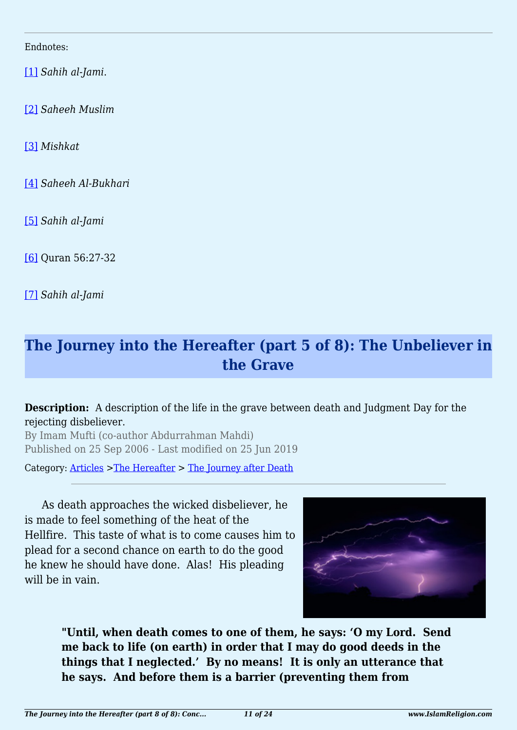Endnotes:

[1] *Sahih al-Jami.*

[2] *Saheeh Muslim*

[3] *Mishkat*

[4] *Saheeh Al-Bukhari*

[5] *Sahih al-Jami*

[6] Quran 56:27-32

[7] *Sahih al-Jami*

## The Journey into the Hereafter (part 5 of 8): The Unbeliever in the Grave

**Description:** A description of the life in the grave between death and Judgment Day for the rejecting disbeliever.

By Imam Mufti (co-author Abdurrahman Mahdi)

Published on 25 Sep 2006 - Last modified on 25 Jun 2019

Category: Articles >The Hereafter > The Journey after Death

---

As death approaches the wicked disbeliever, he is made to feel something of the heat of the Hellfire. This taste of what is to come causes him to plead for a second chance on earth to do the good he knew he should have done. Alas! His pleading will be in vain.

> **"Until, when death comes to one of them, he says: 'O my Lord. Send me back to life (on earth) in order that I may do good deeds in the things that I neglected.' By no means! It is only an utterance that he says. And before them is a barrier (preventing them from**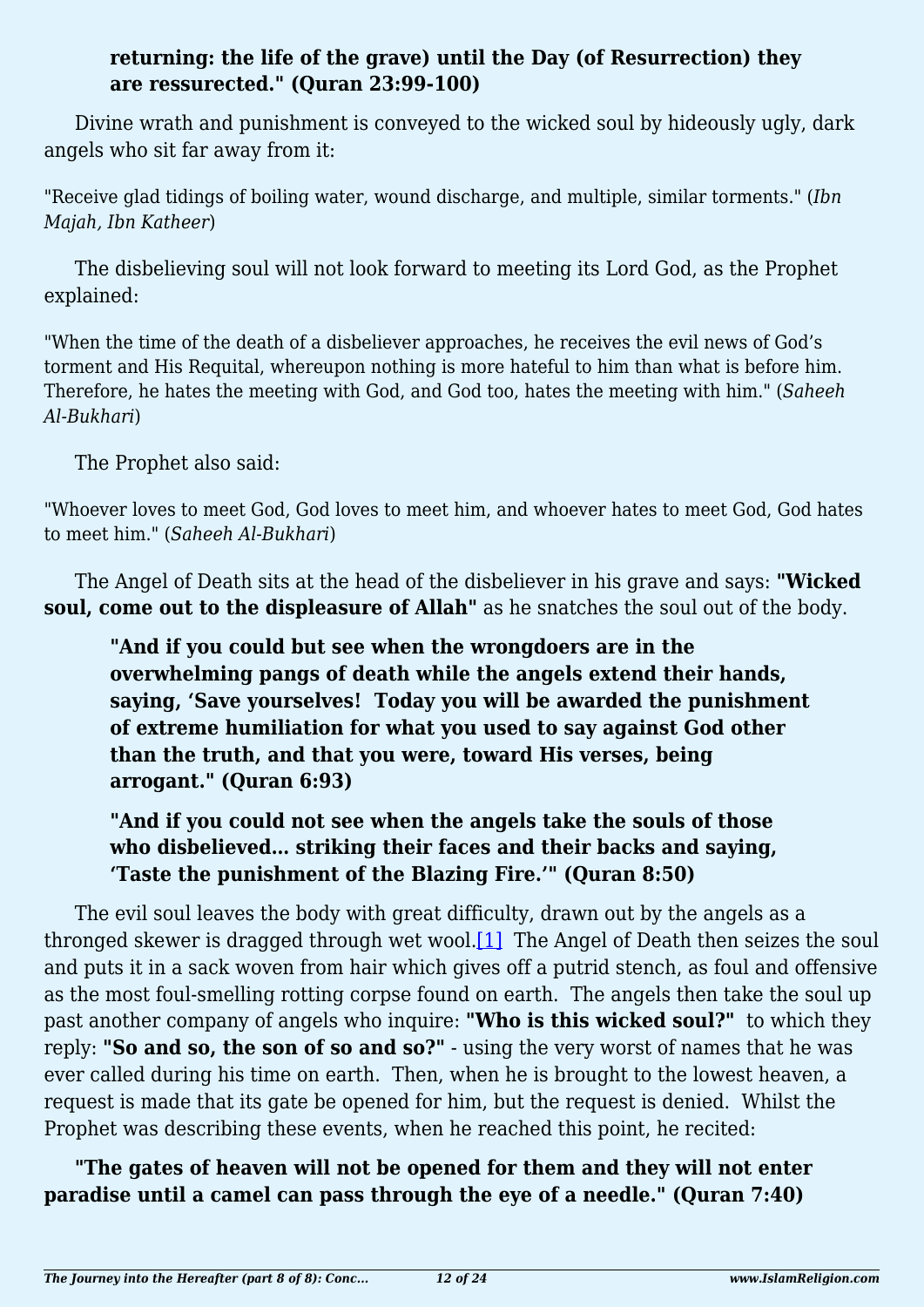**returning: the life of the grave) until the Day (of Resurrection) they are ressurected." (Quran 23:99-100)**

Divine wrath and punishment is conveyed to the wicked soul by hideously ugly, dark angels who sit far away from it:

"Receive glad tidings of boiling water, wound discharge, and multiple, similar torments." (*Ibn Majah, Ibn Katheer*)

The disbelieving soul will not look forward to meeting its Lord God, as the Prophet explained:

"When the time of the death of a disbeliever approaches, he receives the evil news of God's torment and His Requital, whereupon nothing is more hateful to him than what is before him. Therefore, he hates the meeting with God, and God too, hates the meeting with him." (*Saheeh Al-Bukhari*)

The Prophet also said:

"Whoever loves to meet God, God loves to meet him, and whoever hates to meet God, God hates to meet him." (*Saheeh Al-Bukhari*)

The Angel of Death sits at the head of the disbeliever in his grave and says: **"Wicked soul, come out to the displeasure of Allah"** as he snatches the soul out of the body.

> **"And if you could but see when the wrongdoers are in the overwhelming pangs of death while the angels extend their hands, saying, 'Save yourselves! Today you will be awarded the punishment of extreme humiliation for what you used to say against God other than the truth, and that you were, toward His verses, being arrogant." (Quran 6:93)**
>
> **"And if you could not see when the angels take the souls of those who disbelieved… striking their faces and their backs and saying, 'Taste the punishment of the Blazing Fire.'" (Quran 8:50)**

The evil soul leaves the body with great difficulty, drawn out by the angels as a thronged skewer is dragged through wet wool.[1] The Angel of Death then seizes the soul and puts it in a sack woven from hair which gives off a putrid stench, as foul and offensive as the most foul-smelling rotting corpse found on earth. The angels then take the soul up past another company of angels who inquire: **"Who is this wicked soul?"** to which they reply: **"So and so, the son of so and so?"** - using the very worst of names that he was ever called during his time on earth. Then, when he is brought to the lowest heaven, a request is made that its gate be opened for him, but the request is denied. Whilst the Prophet was describing these events, when he reached this point, he recited:

**"The gates of heaven will not be opened for them and they will not enter paradise until a camel can pass through the eye of a needle." (Quran 7:40)**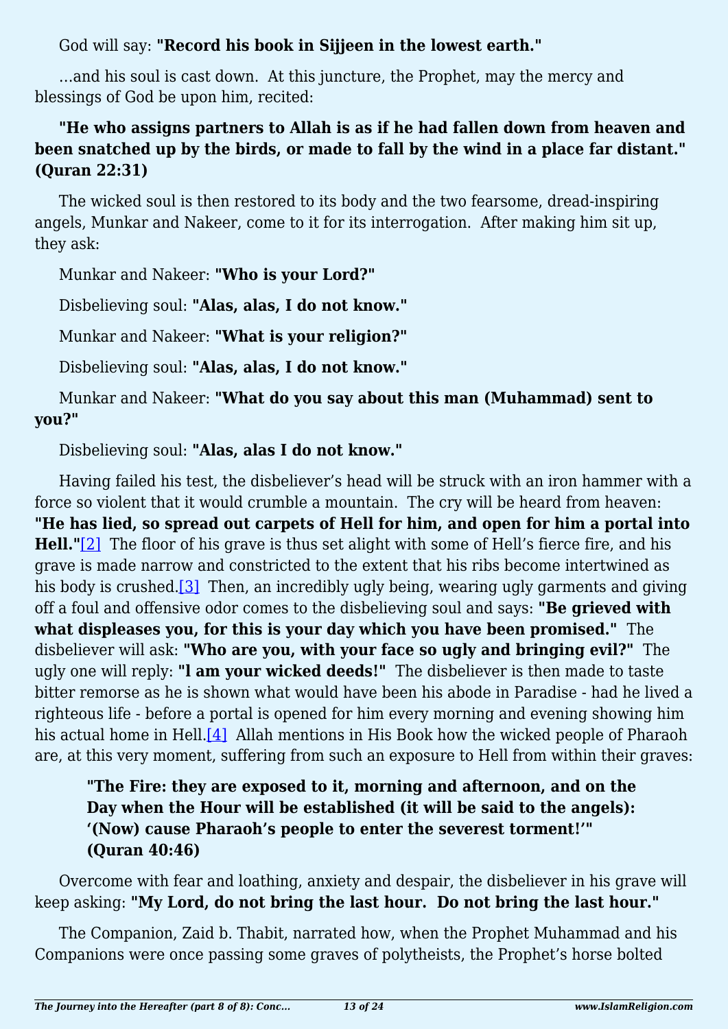God will say: **"Record his book in Sijjeen in the lowest earth."**

…and his soul is cast down. At this juncture, the Prophet, may the mercy and blessings of God be upon him, recited:

**"He who assigns partners to Allah is as if he had fallen down from heaven and been snatched up by the birds, or made to fall by the wind in a place far distant." (Quran 22:31)**

The wicked soul is then restored to its body and the two fearsome, dread-inspiring angels, Munkar and Nakeer, come to it for its interrogation. After making him sit up, they ask:

Munkar and Nakeer: **"Who is your Lord?"**

Disbelieving soul: **"Alas, alas, I do not know."**

Munkar and Nakeer: **"What is your religion?"**

Disbelieving soul: **"Alas, alas, I do not know."**

Munkar and Nakeer: **"What do you say about this man (Muhammad) sent to you?"**

Disbelieving soul: **"Alas, alas I do not know."**

Having failed his test, the disbeliever's head will be struck with an iron hammer with a force so violent that it would crumble a mountain. The cry will be heard from heaven: **"He has lied, so spread out carpets of Hell for him, and open for him a portal into Hell."**[2] The floor of his grave is thus set alight with some of Hell's fierce fire, and his grave is made narrow and constricted to the extent that his ribs become intertwined as his body is crushed.[3] Then, an incredibly ugly being, wearing ugly garments and giving off a foul and offensive odor comes to the disbelieving soul and says: **"Be grieved with what displeases you, for this is your day which you have been promised."** The disbeliever will ask: **"Who are you, with your face so ugly and bringing evil?"** The ugly one will reply: **"I am your wicked deeds!"** The disbeliever is then made to taste bitter remorse as he is shown what would have been his abode in Paradise - had he lived a righteous life - before a portal is opened for him every morning and evening showing him his actual home in Hell.[4] Allah mentions in His Book how the wicked people of Pharaoh are, at this very moment, suffering from such an exposure to Hell from within their graves:

> **"The Fire: they are exposed to it, morning and afternoon, and on the Day when the Hour will be established (it will be said to the angels): '(Now) cause Pharaoh's people to enter the severest torment!'" (Quran 40:46)**

Overcome with fear and loathing, anxiety and despair, the disbeliever in his grave will keep asking: **"My Lord, do not bring the last hour. Do not bring the last hour."**

The Companion, Zaid b. Thabit, narrated how, when the Prophet Muhammad and his Companions were once passing some graves of polytheists, the Prophet's horse bolted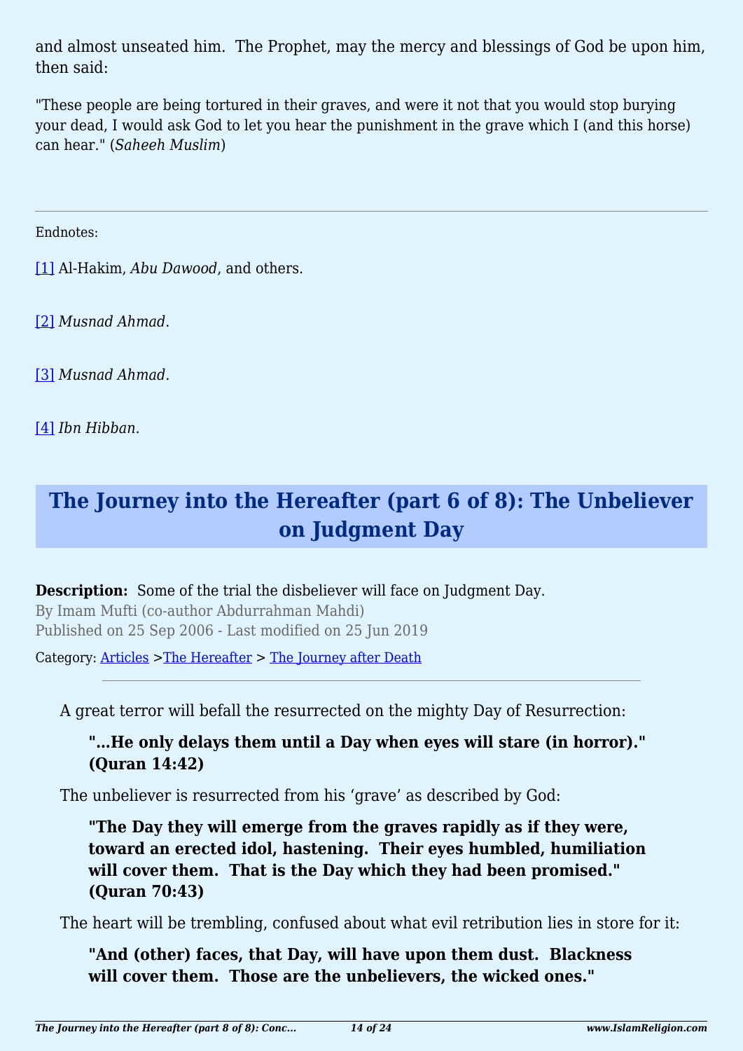and almost unseated him. The Prophet, may the mercy and blessings of God be upon him, then said:

"These people are being tortured in their graves, and were it not that you would stop burying your dead, I would ask God to let you hear the punishment in the grave which I (and this horse) can hear." (*Saheeh Muslim*)

---

Endnotes:

[1] Al-Hakim, *Abu Dawood*, and others.

[2] *Musnad Ahmad*.

[3] *Musnad Ahmad.*

[4] *Ibn Hibban.*

# The Journey into the Hereafter (part 6 of 8): The Unbeliever on Judgment Day

**Description:** Some of the trial the disbeliever will face on Judgment Day.

By Imam Mufti (co-author Abdurrahman Mahdi)

Published on 25 Sep 2006 - Last modified on 25 Jun 2019

Category: Articles >The Hereafter > The Journey after Death

---

A great terror will befall the resurrected on the mighty Day of Resurrection:

> **"…He only delays them until a Day when eyes will stare (in horror)." (Quran 14:42)**

The unbeliever is resurrected from his 'grave' as described by God:

> **"The Day they will emerge from the graves rapidly as if they were, toward an erected idol, hastening. Their eyes humbled, humiliation will cover them. That is the Day which they had been promised." (Quran 70:43)**

The heart will be trembling, confused about what evil retribution lies in store for it:

> **"And (other) faces, that Day, will have upon them dust. Blackness will cover them. Those are the unbelievers, the wicked ones."**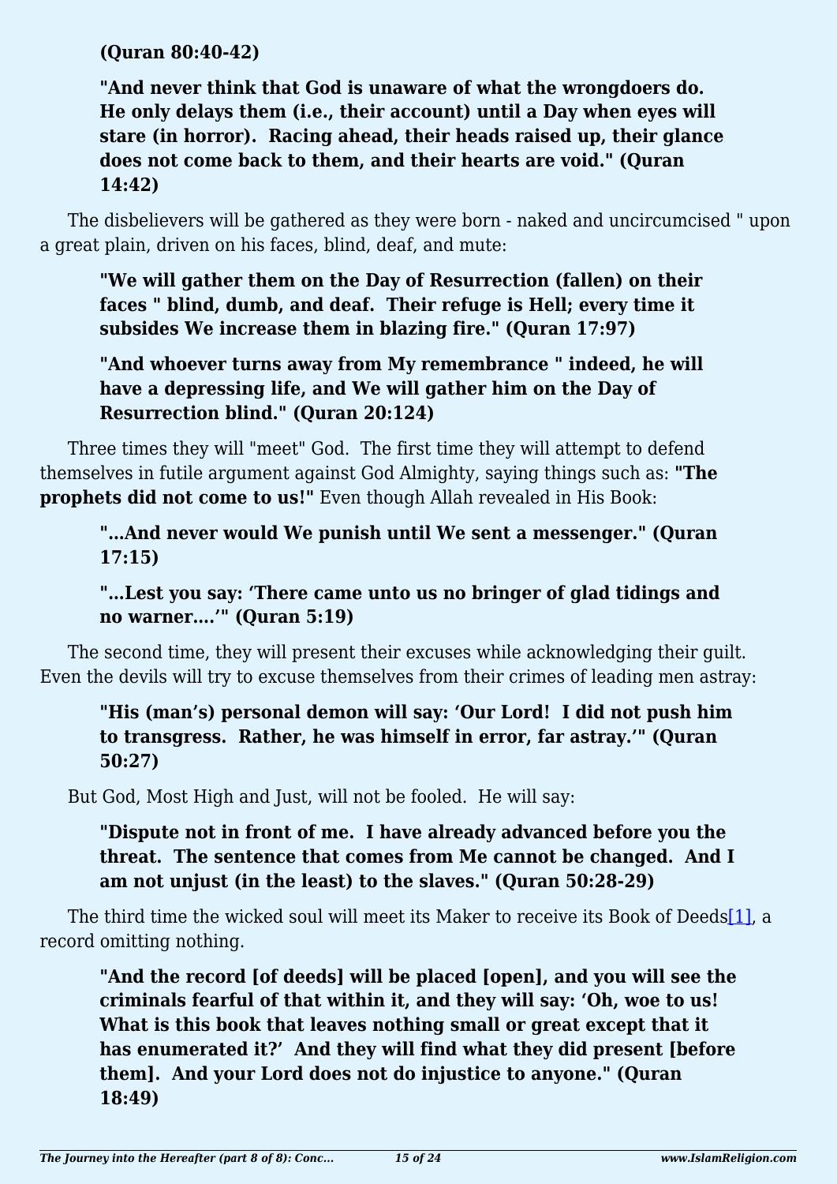**(Quran 80:40-42)**

> **"And never think that God is unaware of what the wrongdoers do. He only delays them (i.e., their account) until a Day when eyes will stare (in horror). Racing ahead, their heads raised up, their glance does not come back to them, and their hearts are void." (Quran 14:42)**

The disbelievers will be gathered as they were born - naked and uncircumcised " upon a great plain, driven on his faces, blind, deaf, and mute:

> **"We will gather them on the Day of Resurrection (fallen) on their faces " blind, dumb, and deaf. Their refuge is Hell; every time it subsides We increase them in blazing fire." (Quran 17:97)**

> **"And whoever turns away from My remembrance " indeed, he will have a depressing life, and We will gather him on the Day of Resurrection blind." (Quran 20:124)**

Three times they will "meet" God. The first time they will attempt to defend themselves in futile argument against God Almighty, saying things such as: **"The prophets did not come to us!"** Even though Allah revealed in His Book:

> **"…And never would We punish until We sent a messenger." (Quran 17:15)**

> **"…Lest you say: 'There came unto us no bringer of glad tidings and no warner….'" (Quran 5:19)**

The second time, they will present their excuses while acknowledging their guilt. Even the devils will try to excuse themselves from their crimes of leading men astray:

> **"His (man's) personal demon will say: 'Our Lord! I did not push him to transgress. Rather, he was himself in error, far astray.'" (Quran 50:27)**

But God, Most High and Just, will not be fooled. He will say:

> **"Dispute not in front of me. I have already advanced before you the threat. The sentence that comes from Me cannot be changed. And I am not unjust (in the least) to the slaves." (Quran 50:28-29)**

The third time the wicked soul will meet its Maker to receive its Book of Deeds[1], a record omitting nothing.

> **"And the record [of deeds] will be placed [open], and you will see the criminals fearful of that within it, and they will say: 'Oh, woe to us! What is this book that leaves nothing small or great except that it has enumerated it?' And they will find what they did present [before them]. And your Lord does not do injustice to anyone." (Quran 18:49)**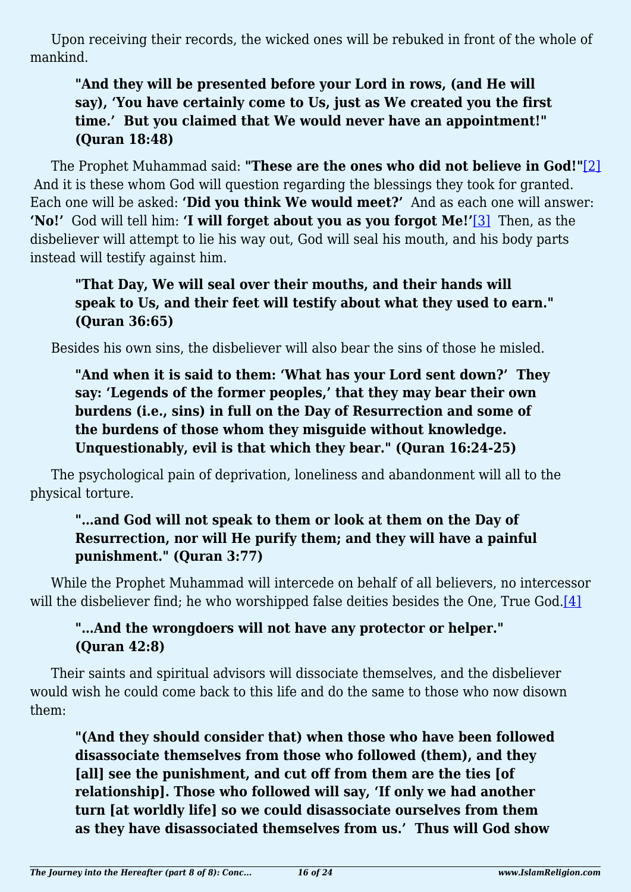Upon receiving their records, the wicked ones will be rebuked in front of the whole of mankind.

> **"And they will be presented before your Lord in rows, (and He will say), 'You have certainly come to Us, just as We created you the first time.' But you claimed that We would never have an appointment!" (Quran 18:48)**

The Prophet Muhammad said: **"These are the ones who did not believe in God!"**[2] And it is these whom God will question regarding the blessings they took for granted. Each one will be asked: **'Did you think We would meet?'** And as each one will answer: **'No!'** God will tell him: **'I will forget about you as you forgot Me!'**[3] Then, as the disbeliever will attempt to lie his way out, God will seal his mouth, and his body parts instead will testify against him.

> **"That Day, We will seal over their mouths, and their hands will speak to Us, and their feet will testify about what they used to earn." (Quran 36:65)**

Besides his own sins, the disbeliever will also bear the sins of those he misled.

> **"And when it is said to them: 'What has your Lord sent down?' They say: 'Legends of the former peoples,' that they may bear their own burdens (i.e., sins) in full on the Day of Resurrection and some of the burdens of those whom they misguide without knowledge. Unquestionably, evil is that which they bear." (Quran 16:24-25)**

The psychological pain of deprivation, loneliness and abandonment will all to the physical torture.

> **"...and God will not speak to them or look at them on the Day of Resurrection, nor will He purify them; and they will have a painful punishment." (Quran 3:77)**

While the Prophet Muhammad will intercede on behalf of all believers, no intercessor will the disbeliever find; he who worshipped false deities besides the One, True God.[4]

> **"...And the wrongdoers will not have any protector or helper." (Quran 42:8)**

Their saints and spiritual advisors will dissociate themselves, and the disbeliever would wish he could come back to this life and do the same to those who now disown them:

> **"(And they should consider that) when those who have been followed disassociate themselves from those who followed (them), and they [all] see the punishment, and cut off from them are the ties [of relationship]. Those who followed will say, 'If only we had another turn [at worldly life] so we could disassociate ourselves from them as they have disassociated themselves from us.' Thus will God show**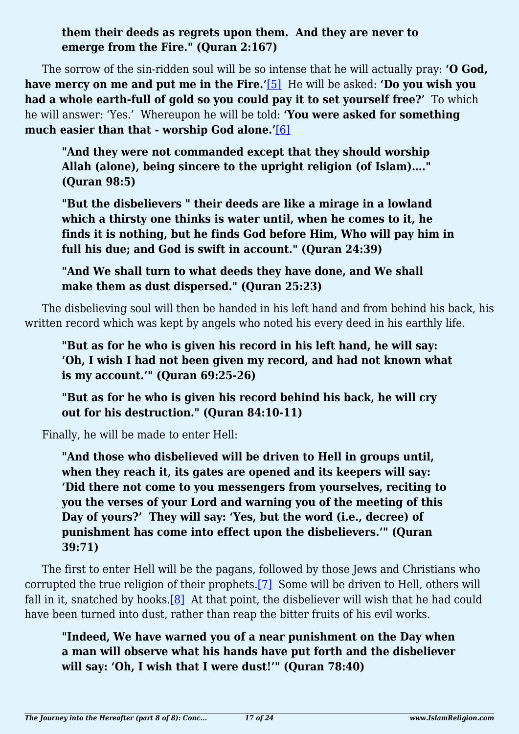**them their deeds as regrets upon them.  And they are never to emerge from the Fire." (Quran 2:167)**

The sorrow of the sin-ridden soul will be so intense that he will actually pray: **'O God, have mercy on me and put me in the Fire.'**[5]  He will be asked: **'Do you wish you had a whole earth-full of gold so you could pay it to set yourself free?'**  To which he will answer: 'Yes.'  Whereupon he will be told: **'You were asked for something much easier than that - worship God alone.'**[6]

> **"And they were not commanded except that they should worship Allah (alone), being sincere to the upright religion (of Islam)…." (Quran 98:5)**

> **"But the disbelievers " their deeds are like a mirage in a lowland which a thirsty one thinks is water until, when he comes to it, he finds it is nothing, but he finds God before Him, Who will pay him in full his due; and God is swift in account." (Quran 24:39)**

> **"And We shall turn to what deeds they have done, and We shall make them as dust dispersed." (Quran 25:23)**

The disbelieving soul will then be handed in his left hand and from behind his back, his written record which was kept by angels who noted his every deed in his earthly life.

> **"But as for he who is given his record in his left hand, he will say: 'Oh, I wish I had not been given my record, and had not known what is my account.'" (Quran 69:25-26)**

> **"But as for he who is given his record behind his back, he will cry out for his destruction." (Quran 84:10-11)**

Finally, he will be made to enter Hell:

> **"And those who disbelieved will be driven to Hell in groups until, when they reach it, its gates are opened and its keepers will say: 'Did there not come to you messengers from yourselves, reciting to you the verses of your Lord and warning you of the meeting of this Day of yours?'  They will say: 'Yes, but the word (i.e., decree) of punishment has come into effect upon the disbelievers.'" (Quran 39:71)**

The first to enter Hell will be the pagans, followed by those Jews and Christians who corrupted the true religion of their prophets.[7]  Some will be driven to Hell, others will fall in it, snatched by hooks.[8]  At that point, the disbeliever will wish that he had could have been turned into dust, rather than reap the bitter fruits of his evil works.

> **"Indeed, We have warned you of a near punishment on the Day when a man will observe what his hands have put forth and the disbeliever will say: 'Oh, I wish that I were dust!'" (Quran 78:40)**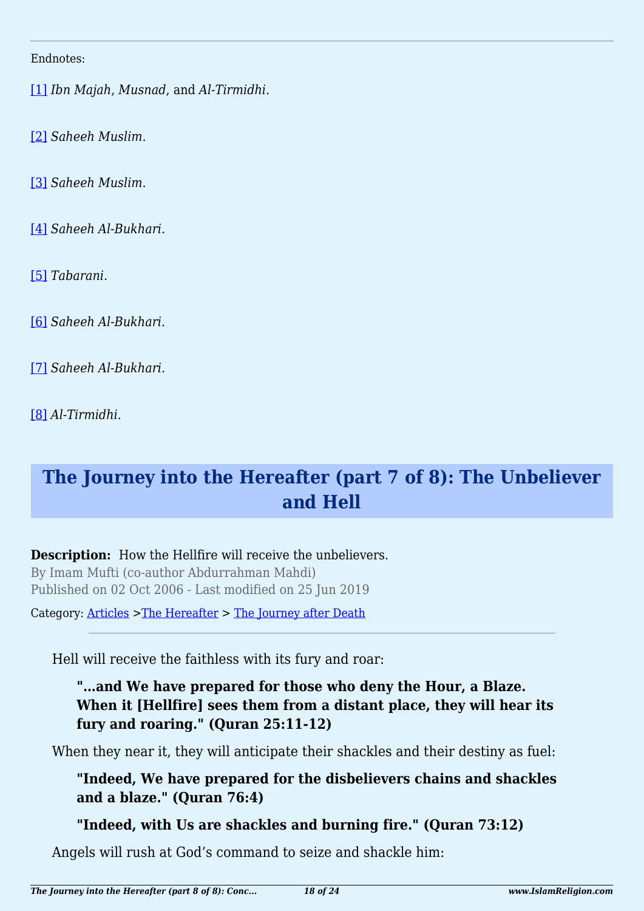Endnotes:

[1] *Ibn Majah*, *Musnad*, and *Al-Tirmidhi*.

[2] *Saheeh Muslim*.

[3] *Saheeh Muslim*.

[4] *Saheeh Al-Bukhari*.

[5] *Tabarani*.

[6] *Saheeh Al-Bukhari*.

[7] *Saheeh Al-Bukhari*.

[8] *Al-Tirmidhi*.

## The Journey into the Hereafter (part 7 of 8): The Unbeliever and Hell

**Description:** How the Hellfire will receive the unbelievers.
By Imam Mufti (co-author Abdurrahman Mahdi)
Published on 02 Oct 2006 - Last modified on 25 Jun 2019

Category: Articles >The Hereafter > The Journey after Death

---

Hell will receive the faithless with its fury and roar:

> **"…and We have prepared for those who deny the Hour, a Blaze. When it [Hellfire] sees them from a distant place, they will hear its fury and roaring." (Quran 25:11-12)**

When they near it, they will anticipate their shackles and their destiny as fuel:

> **"Indeed, We have prepared for the disbelievers chains and shackles and a blaze." (Quran 76:4)**
>
> **"Indeed, with Us are shackles and burning fire." (Quran 73:12)**

Angels will rush at God's command to seize and shackle him: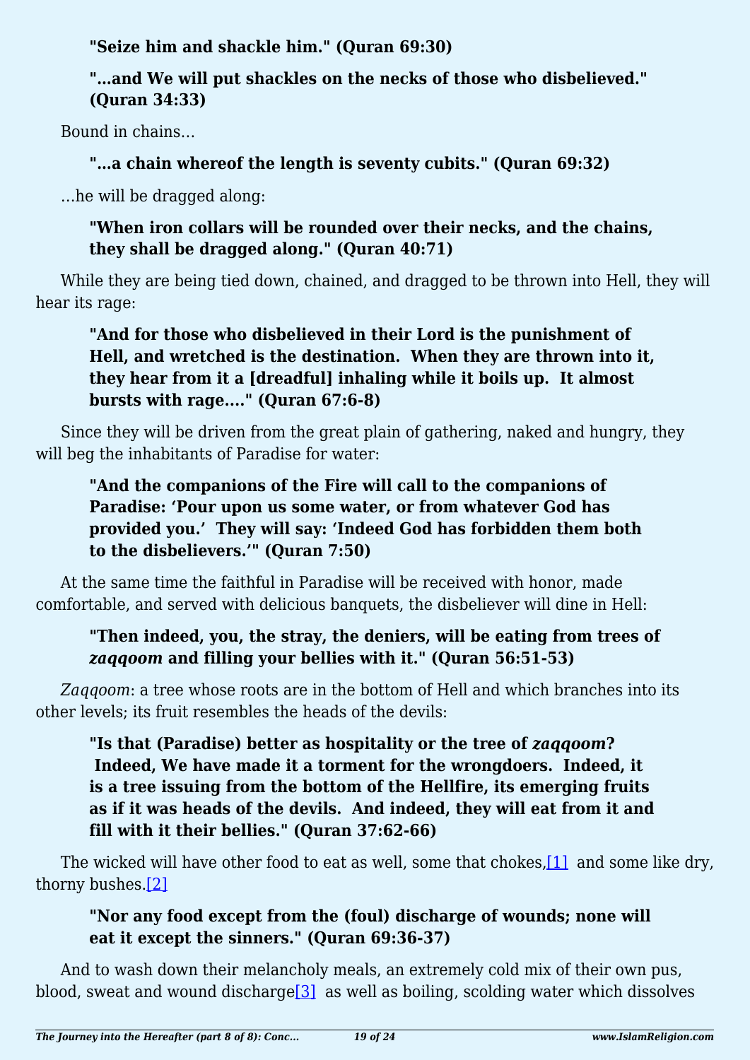**"Seize him and shackle him." (Quran 69:30)**

**"…and We will put shackles on the necks of those who disbelieved." (Quran 34:33)**

Bound in chains…

**"…a chain whereof the length is seventy cubits." (Quran 69:32)**

…he will be dragged along:

**"When iron collars will be rounded over their necks, and the chains, they shall be dragged along." (Quran 40:71)**

While they are being tied down, chained, and dragged to be thrown into Hell, they will hear its rage:

**"And for those who disbelieved in their Lord is the punishment of Hell, and wretched is the destination.  When they are thrown into it, they hear from it a [dreadful] inhaling while it boils up.  It almost bursts with rage…." (Quran 67:6-8)**

Since they will be driven from the great plain of gathering, naked and hungry, they will beg the inhabitants of Paradise for water:

**"And the companions of the Fire will call to the companions of Paradise: 'Pour upon us some water, or from whatever God has provided you.'  They will say: 'Indeed God has forbidden them both to the disbelievers.'" (Quran 7:50)**

At the same time the faithful in Paradise will be received with honor, made comfortable, and served with delicious banquets, the disbeliever will dine in Hell:

**"Then indeed, you, the stray, the deniers, will be eating from trees of *zaqqoom* and filling your bellies with it." (Quran 56:51-53)**

*Zaqqoom*: a tree whose roots are in the bottom of Hell and which branches into its other levels; its fruit resembles the heads of the devils:

**"Is that (Paradise) better as hospitality or the tree of *zaqqoom*?  Indeed, We have made it a torment for the wrongdoers.  Indeed, it is a tree issuing from the bottom of the Hellfire, its emerging fruits as if it was heads of the devils.  And indeed, they will eat from it and fill with it their bellies." (Quran 37:62-66)**

The wicked will have other food to eat as well, some that chokes,[1] and some like dry, thorny bushes.[2]

**"Nor any food except from the (foul) discharge of wounds; none will eat it except the sinners." (Quran 69:36-37)**

And to wash down their melancholy meals, an extremely cold mix of their own pus, blood, sweat and wound discharge[3] as well as boiling, scolding water which dissolves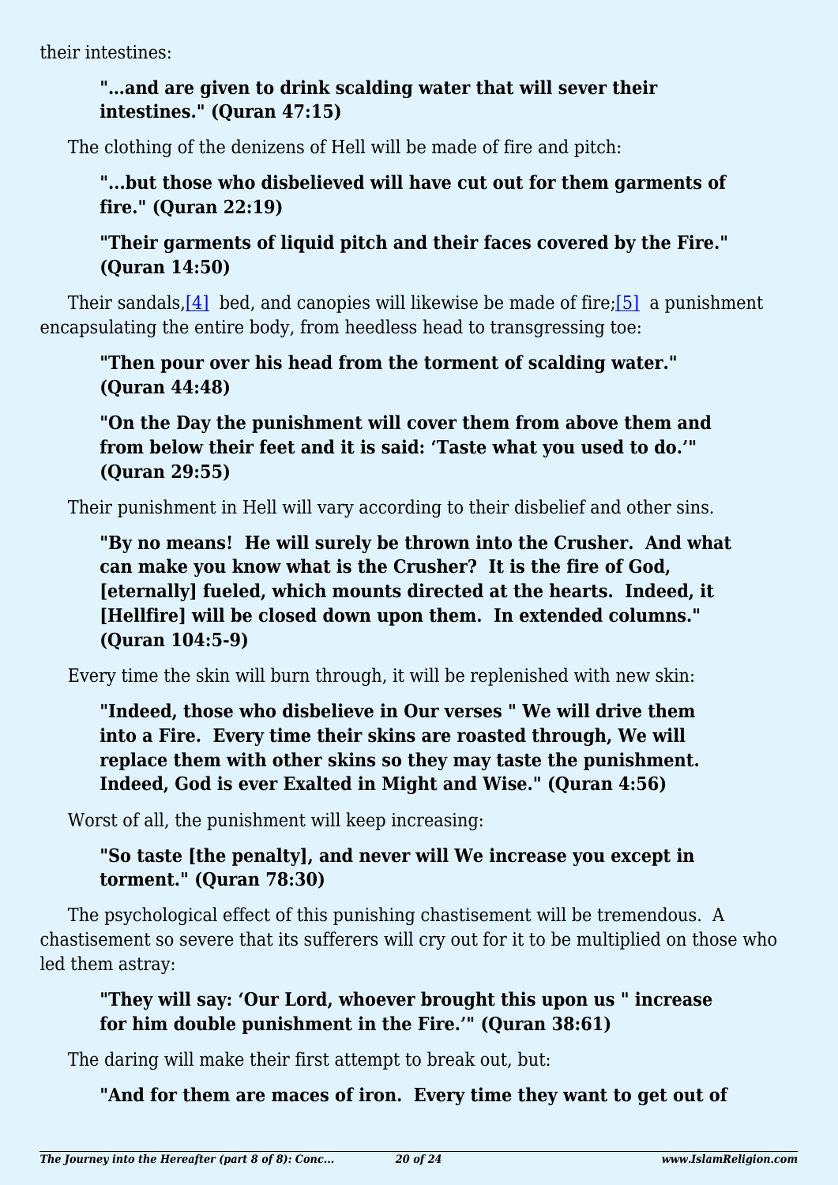their intestines:

> **"…and are given to drink scalding water that will sever their intestines." (Quran 47:15)**

The clothing of the denizens of Hell will be made of fire and pitch:

> **"...but those who disbelieved will have cut out for them garments of fire." (Quran 22:19)**

> **"Their garments of liquid pitch and their faces covered by the Fire." (Quran 14:50)**

Their sandals,[4] bed, and canopies will likewise be made of fire;[5] a punishment encapsulating the entire body, from heedless head to transgressing toe:

> **"Then pour over his head from the torment of scalding water." (Quran 44:48)**

> **"On the Day the punishment will cover them from above them and from below their feet and it is said: 'Taste what you used to do.'" (Quran 29:55)**

Their punishment in Hell will vary according to their disbelief and other sins.

> **"By no means! He will surely be thrown into the Crusher. And what can make you know what is the Crusher? It is the fire of God, [eternally] fueled, which mounts directed at the hearts. Indeed, it [Hellfire] will be closed down upon them. In extended columns." (Quran 104:5-9)**

Every time the skin will burn through, it will be replenished with new skin:

> **"Indeed, those who disbelieve in Our verses " We will drive them into a Fire. Every time their skins are roasted through, We will replace them with other skins so they may taste the punishment. Indeed, God is ever Exalted in Might and Wise." (Quran 4:56)**

Worst of all, the punishment will keep increasing:

> **"So taste [the penalty], and never will We increase you except in torment." (Quran 78:30)**

The psychological effect of this punishing chastisement will be tremendous. A chastisement so severe that its sufferers will cry out for it to be multiplied on those who led them astray:

> **"They will say: 'Our Lord, whoever brought this upon us " increase for him double punishment in the Fire.'" (Quran 38:61)**

The daring will make their first attempt to break out, but:

> **"And for them are maces of iron. Every time they want to get out of**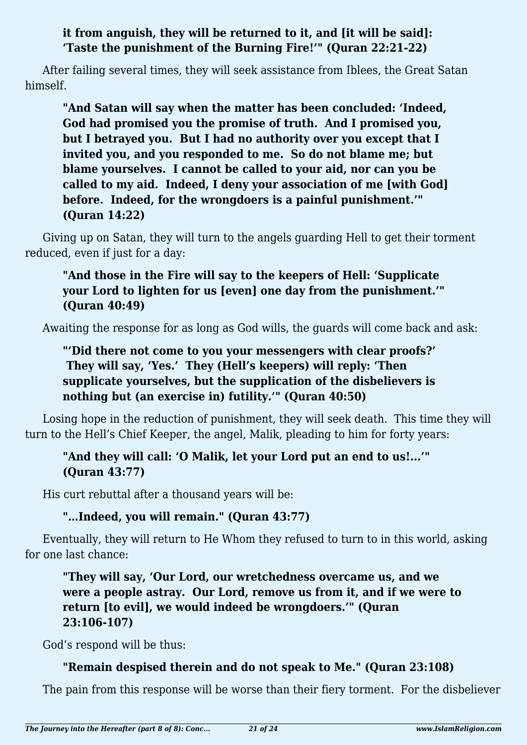**it from anguish, they will be returned to it, and [it will be said]: 'Taste the punishment of the Burning Fire!'" (Quran 22:21-22)**

After failing several times, they will seek assistance from Iblees, the Great Satan himself.

**"And Satan will say when the matter has been concluded: 'Indeed, God had promised you the promise of truth. And I promised you, but I betrayed you. But I had no authority over you except that I invited you, and you responded to me. So do not blame me; but blame yourselves. I cannot be called to your aid, nor can you be called to my aid. Indeed, I deny your association of me [with God] before. Indeed, for the wrongdoers is a painful punishment.'" (Quran 14:22)**

Giving up on Satan, they will turn to the angels guarding Hell to get their torment reduced, even if just for a day:

**"And those in the Fire will say to the keepers of Hell: 'Supplicate your Lord to lighten for us [even] one day from the punishment.'" (Quran 40:49)**

Awaiting the response for as long as God wills, the guards will come back and ask:

**"'Did there not come to you your messengers with clear proofs?' They will say, 'Yes.' They (Hell's keepers) will reply: 'Then supplicate yourselves, but the supplication of the disbelievers is nothing but (an exercise in) futility.'" (Quran 40:50)**

Losing hope in the reduction of punishment, they will seek death. This time they will turn to the Hell's Chief Keeper, the angel, Malik, pleading to him for forty years:

**"And they will call: 'O Malik, let your Lord put an end to us!...'" (Quran 43:77)**

His curt rebuttal after a thousand years will be:

**"...Indeed, you will remain." (Quran 43:77)**

Eventually, they will return to He Whom they refused to turn to in this world, asking for one last chance:

**"They will say, 'Our Lord, our wretchedness overcame us, and we were a people astray. Our Lord, remove us from it, and if we were to return [to evil], we would indeed be wrongdoers.'" (Quran 23:106-107)**

God's respond will be thus:

**"Remain despised therein and do not speak to Me." (Quran 23:108)**

The pain from this response will be worse than their fiery torment. For the disbeliever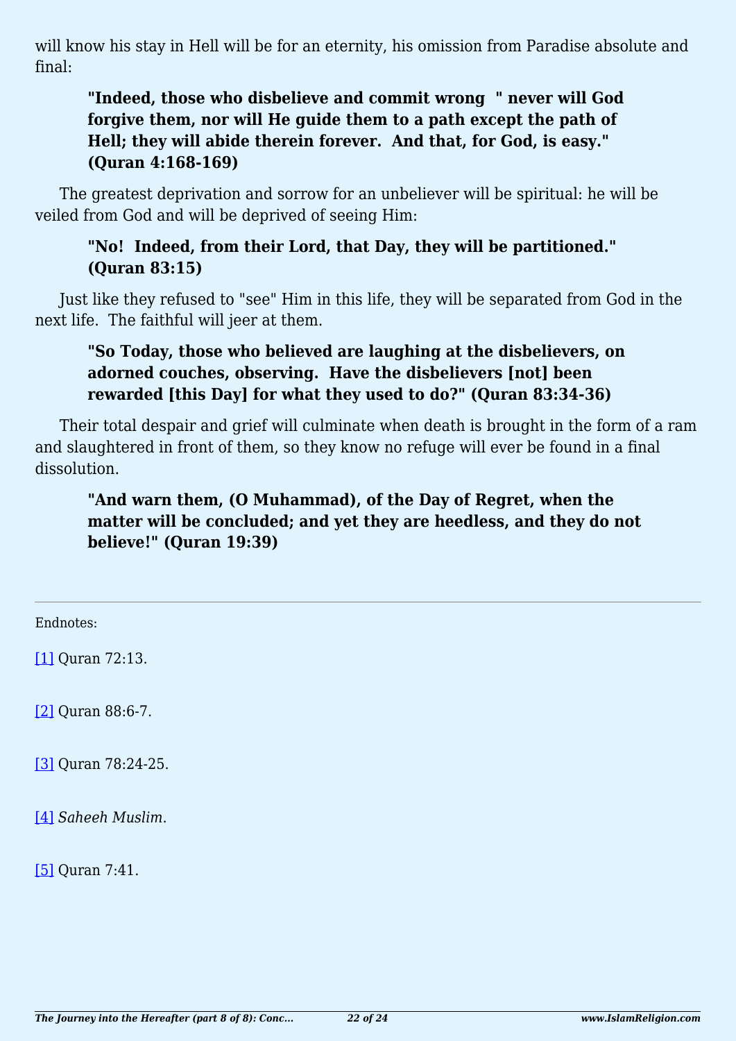will know his stay in Hell will be for an eternity, his omission from Paradise absolute and final:

> **"Indeed, those who disbelieve and commit wrong " never will God forgive them, nor will He guide them to a path except the path of Hell; they will abide therein forever. And that, for God, is easy." (Quran 4:168-169)**

The greatest deprivation and sorrow for an unbeliever will be spiritual: he will be veiled from God and will be deprived of seeing Him:

> **"No! Indeed, from their Lord, that Day, they will be partitioned." (Quran 83:15)**

Just like they refused to "see" Him in this life, they will be separated from God in the next life. The faithful will jeer at them.

> **"So Today, those who believed are laughing at the disbelievers, on adorned couches, observing. Have the disbelievers [not] been rewarded [this Day] for what they used to do?" (Quran 83:34-36)**

Their total despair and grief will culminate when death is brought in the form of a ram and slaughtered in front of them, so they know no refuge will ever be found in a final dissolution.

> **"And warn them, (O Muhammad), of the Day of Regret, when the matter will be concluded; and yet they are heedless, and they do not believe!" (Quran 19:39)**

---

Endnotes:

[1] Quran 72:13.

[2] Quran 88:6-7.

[3] Quran 78:24-25.

[4] *Saheeh Muslim*.

[5] Quran 7:41.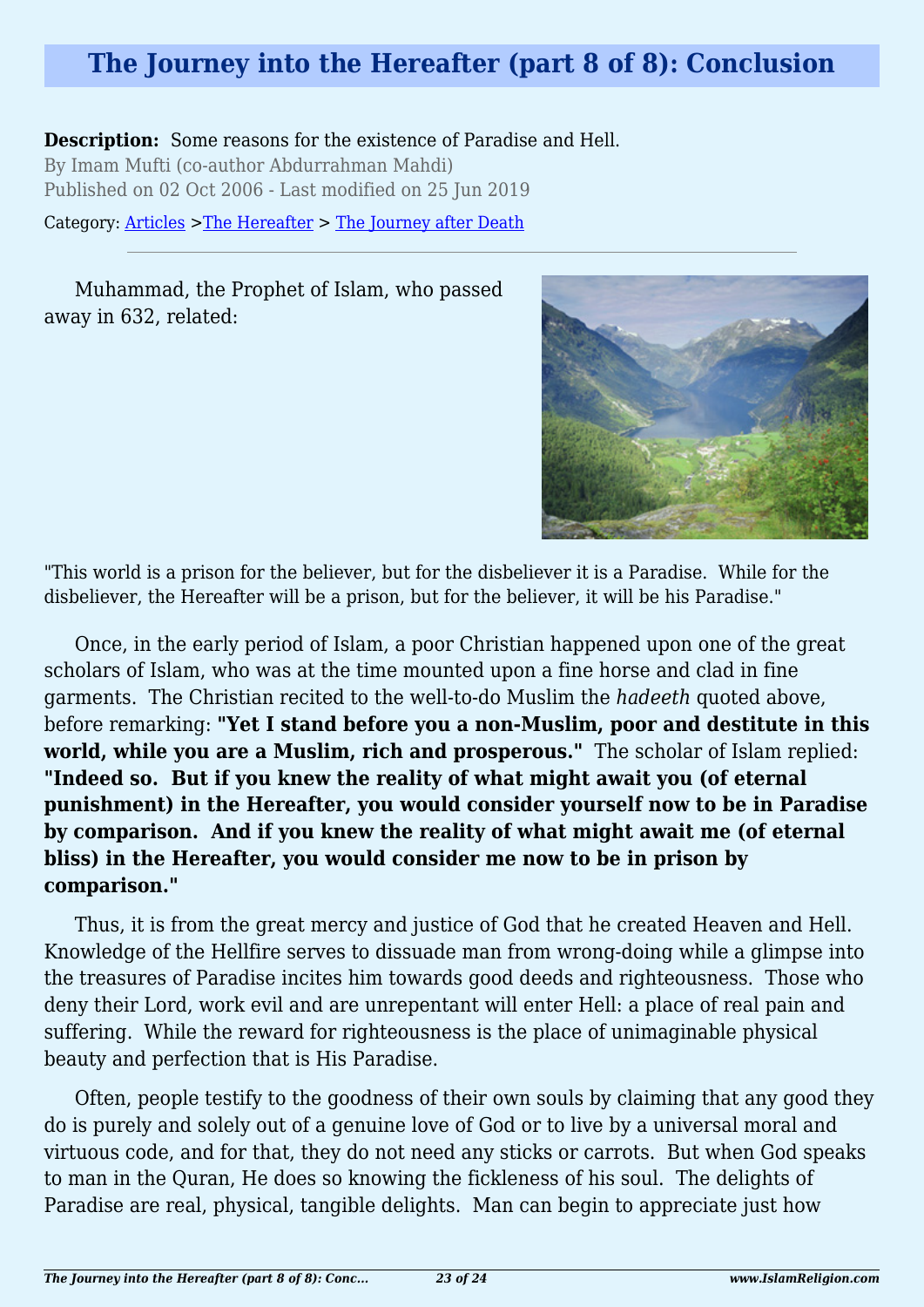# The Journey into the Hereafter (part 8 of 8): Conclusion

**Description:** Some reasons for the existence of Paradise and Hell.

By Imam Mufti (co-author Abdurrahman Mahdi)

Published on 02 Oct 2006 - Last modified on 25 Jun 2019

Category: Articles >The Hereafter > The Journey after Death

Muhammad, the Prophet of Islam, who passed away in 632, related:

"This world is a prison for the believer, but for the disbeliever it is a Paradise. While for the disbeliever, the Hereafter will be a prison, but for the believer, it will be his Paradise."

Once, in the early period of Islam, a poor Christian happened upon one of the great scholars of Islam, who was at the time mounted upon a fine horse and clad in fine garments. The Christian recited to the well-to-do Muslim the *hadeeth* quoted above, before remarking: **"Yet I stand before you a non-Muslim, poor and destitute in this world, while you are a Muslim, rich and prosperous."** The scholar of Islam replied: **"Indeed so. But if you knew the reality of what might await you (of eternal punishment) in the Hereafter, you would consider yourself now to be in Paradise by comparison. And if you knew the reality of what might await me (of eternal bliss) in the Hereafter, you would consider me now to be in prison by comparison."**

Thus, it is from the great mercy and justice of God that he created Heaven and Hell. Knowledge of the Hellfire serves to dissuade man from wrong-doing while a glimpse into the treasures of Paradise incites him towards good deeds and righteousness. Those who deny their Lord, work evil and are unrepentant will enter Hell: a place of real pain and suffering. While the reward for righteousness is the place of unimaginable physical beauty and perfection that is His Paradise.

Often, people testify to the goodness of their own souls by claiming that any good they do is purely and solely out of a genuine love of God or to live by a universal moral and virtuous code, and for that, they do not need any sticks or carrots. But when God speaks to man in the Quran, He does so knowing the fickleness of his soul. The delights of Paradise are real, physical, tangible delights. Man can begin to appreciate just how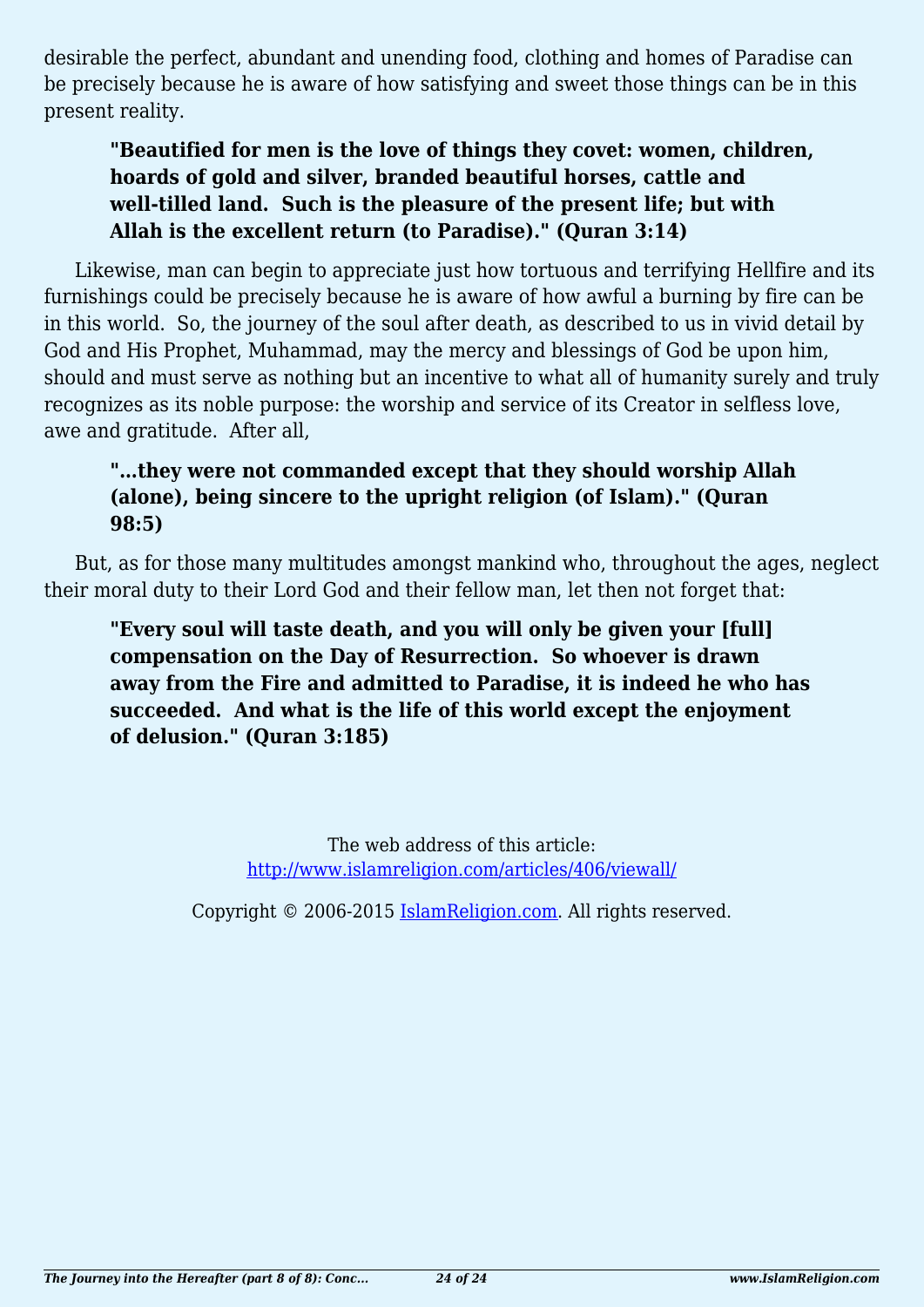desirable the perfect, abundant and unending food, clothing and homes of Paradise can be precisely because he is aware of how satisfying and sweet those things can be in this present reality.

> **"Beautified for men is the love of things they covet: women, children, hoards of gold and silver, branded beautiful horses, cattle and well-tilled land. Such is the pleasure of the present life; but with Allah is the excellent return (to Paradise)." (Quran 3:14)**

Likewise, man can begin to appreciate just how tortuous and terrifying Hellfire and its furnishings could be precisely because he is aware of how awful a burning by fire can be in this world. So, the journey of the soul after death, as described to us in vivid detail by God and His Prophet, Muhammad, may the mercy and blessings of God be upon him, should and must serve as nothing but an incentive to what all of humanity surely and truly recognizes as its noble purpose: the worship and service of its Creator in selfless love, awe and gratitude. After all,

> **"…they were not commanded except that they should worship Allah (alone), being sincere to the upright religion (of Islam)." (Quran 98:5)**

But, as for those many multitudes amongst mankind who, throughout the ages, neglect their moral duty to their Lord God and their fellow man, let then not forget that:

> **"Every soul will taste death, and you will only be given your [full] compensation on the Day of Resurrection. So whoever is drawn away from the Fire and admitted to Paradise, it is indeed he who has succeeded. And what is the life of this world except the enjoyment of delusion." (Quran 3:185)**

The web address of this article:
http://www.islamreligion.com/articles/406/viewall/

Copyright © 2006-2015 IslamReligion.com. All rights reserved.